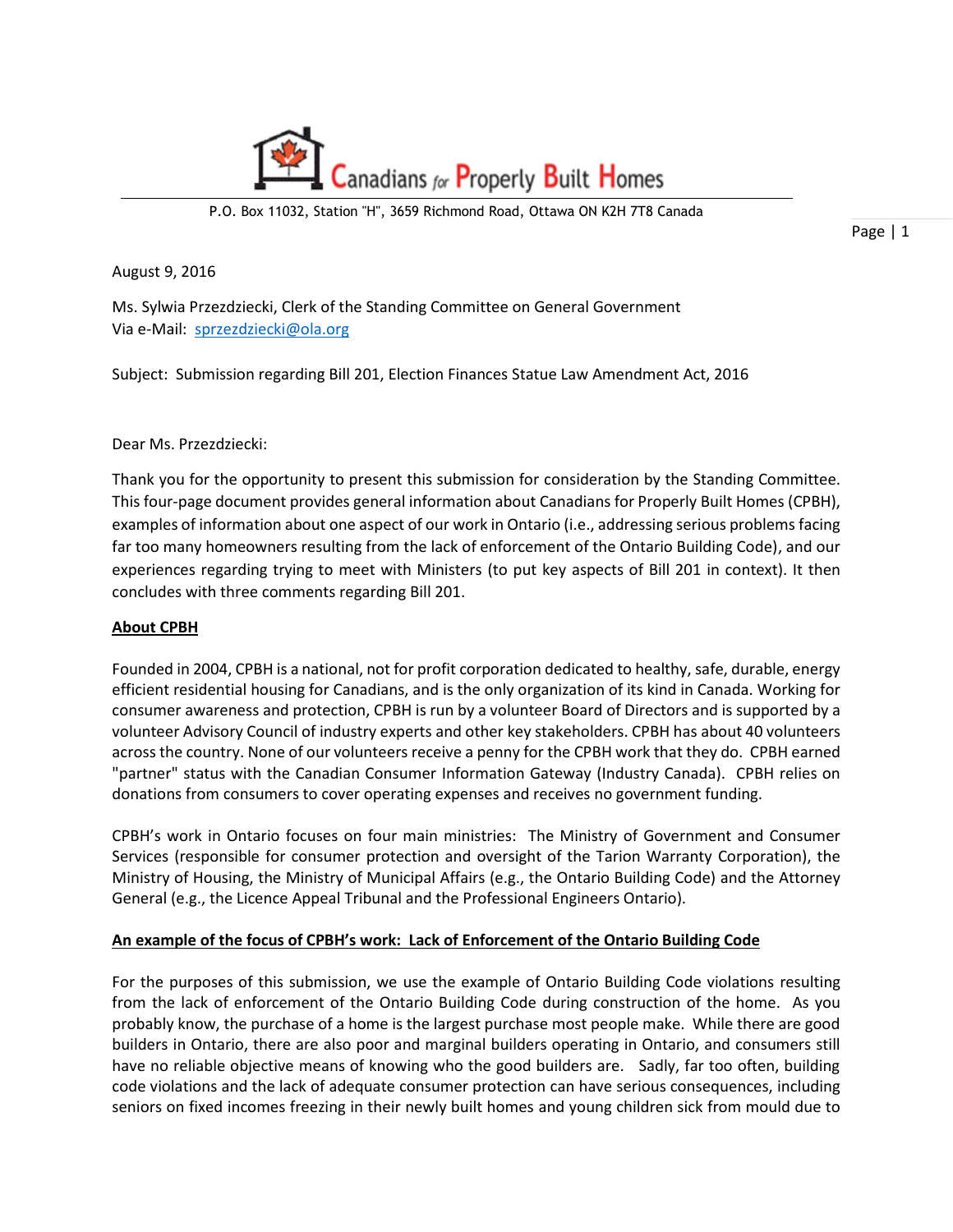Canadians for Properly Built Homes

P.O. Box 11032, Station "H", 3659 Richmond Road, Ottawa ON K2H 7T8 Canada

August 9, 2016

Ms. Sylwia Przezdziecki, Clerk of the Standing Committee on General Government
Via e-Mail: sprzezdziecki@ola.org

Subject: Submission regarding Bill 201, Election Finances Statue Law Amendment Act, 2016

Dear Ms. Przezdziecki:

Thank you for the opportunity to present this submission for consideration by the Standing Committee. This four-page document provides general information about Canadians for Properly Built Homes (CPBH), examples of information about one aspect of our work in Ontario (i.e., addressing serious problems facing far too many homeowners resulting from the lack of enforcement of the Ontario Building Code), and our experiences regarding trying to meet with Ministers (to put key aspects of Bill 201 in context). It then concludes with three comments regarding Bill 201.

**About CPBH**

Founded in 2004, CPBH is a national, not for profit corporation dedicated to healthy, safe, durable, energy efficient residential housing for Canadians, and is the only organization of its kind in Canada. Working for consumer awareness and protection, CPBH is run by a volunteer Board of Directors and is supported by a volunteer Advisory Council of industry experts and other key stakeholders. CPBH has about 40 volunteers across the country. None of our volunteers receive a penny for the CPBH work that they do. CPBH earned "partner" status with the Canadian Consumer Information Gateway (Industry Canada). CPBH relies on donations from consumers to cover operating expenses and receives no government funding.

CPBH's work in Ontario focuses on four main ministries: The Ministry of Government and Consumer Services (responsible for consumer protection and oversight of the Tarion Warranty Corporation), the Ministry of Housing, the Ministry of Municipal Affairs (e.g., the Ontario Building Code) and the Attorney General (e.g., the Licence Appeal Tribunal and the Professional Engineers Ontario).

**An example of the focus of CPBH's work: Lack of Enforcement of the Ontario Building Code**

For the purposes of this submission, we use the example of Ontario Building Code violations resulting from the lack of enforcement of the Ontario Building Code during construction of the home. As you probably know, the purchase of a home is the largest purchase most people make. While there are good builders in Ontario, there are also poor and marginal builders operating in Ontario, and consumers still have no reliable objective means of knowing who the good builders are. Sadly, far too often, building code violations and the lack of adequate consumer protection can have serious consequences, including seniors on fixed incomes freezing in their newly built homes and young children sick from mould due to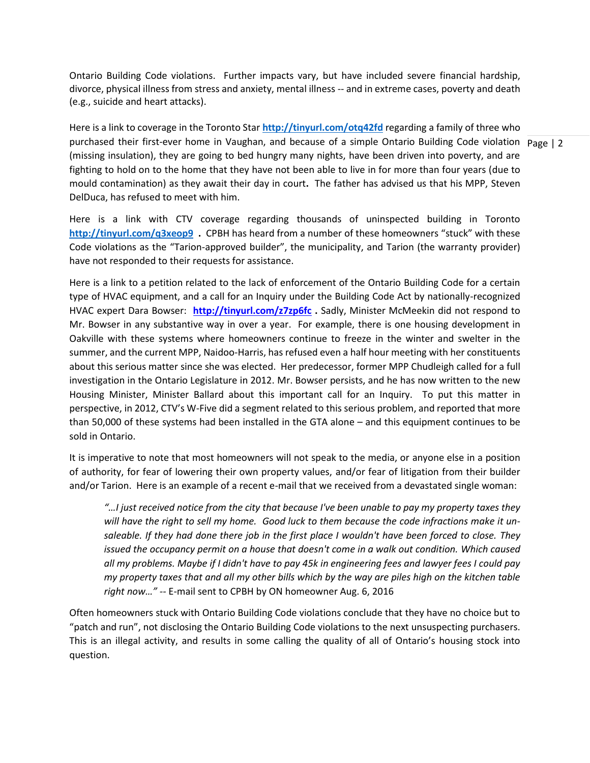Ontario Building Code violations. Further impacts vary, but have included severe financial hardship, divorce, physical illness from stress and anxiety, mental illness -- and in extreme cases, poverty and death (e.g., suicide and heart attacks).

Here is a link to coverage in the Toronto Star **http://tinyurl.com/otq42fd** regarding a family of three who purchased their first-ever home in Vaughan, and because of a simple Ontario Building Code violation (missing insulation), they are going to bed hungry many nights, have been driven into poverty, and are fighting to hold on to the home that they have not been able to live in for more than four years (due to mould contamination) as they await their day in court**.** The father has advised us that his MPP, Steven DelDuca, has refused to meet with him.

Here is a link with CTV coverage regarding thousands of uninspected building in Toronto **http://tinyurl.com/q3xeop9** **.** CPBH has heard from a number of these homeowners "stuck" with these Code violations as the "Tarion-approved builder", the municipality, and Tarion (the warranty provider) have not responded to their requests for assistance.

Here is a link to a petition related to the lack of enforcement of the Ontario Building Code for a certain type of HVAC equipment, and a call for an Inquiry under the Building Code Act by nationally-recognized HVAC expert Dara Bowser: **http://tinyurl.com/z7zp6fc** **.** Sadly, Minister McMeekin did not respond to Mr. Bowser in any substantive way in over a year. For example, there is one housing development in Oakville with these systems where homeowners continue to freeze in the winter and swelter in the summer, and the current MPP, Naidoo-Harris, has refused even a half hour meeting with her constituents about this serious matter since she was elected. Her predecessor, former MPP Chudleigh called for a full investigation in the Ontario Legislature in 2012. Mr. Bowser persists, and he has now written to the new Housing Minister, Minister Ballard about this important call for an Inquiry. To put this matter in perspective, in 2012, CTV's W-Five did a segment related to this serious problem, and reported that more than 50,000 of these systems had been installed in the GTA alone – and this equipment continues to be sold in Ontario.

It is imperative to note that most homeowners will not speak to the media, or anyone else in a position of authority, for fear of lowering their own property values, and/or fear of litigation from their builder and/or Tarion. Here is an example of a recent e-mail that we received from a devastated single woman:

> *"…I just received notice from the city that because I've been unable to pay my property taxes they will have the right to sell my home. Good luck to them because the code infractions make it un-saleable. If they had done there job in the first place I wouldn't have been forced to close. They issued the occupancy permit on a house that doesn't come in a walk out condition. Which caused all my problems. Maybe if I didn't have to pay 45k in engineering fees and lawyer fees I could pay my property taxes that and all my other bills which by the way are piles high on the kitchen table right now…"* -- E-mail sent to CPBH by ON homeowner Aug. 6, 2016

Often homeowners stuck with Ontario Building Code violations conclude that they have no choice but to "patch and run", not disclosing the Ontario Building Code violations to the next unsuspecting purchasers. This is an illegal activity, and results in some calling the quality of all of Ontario's housing stock into question.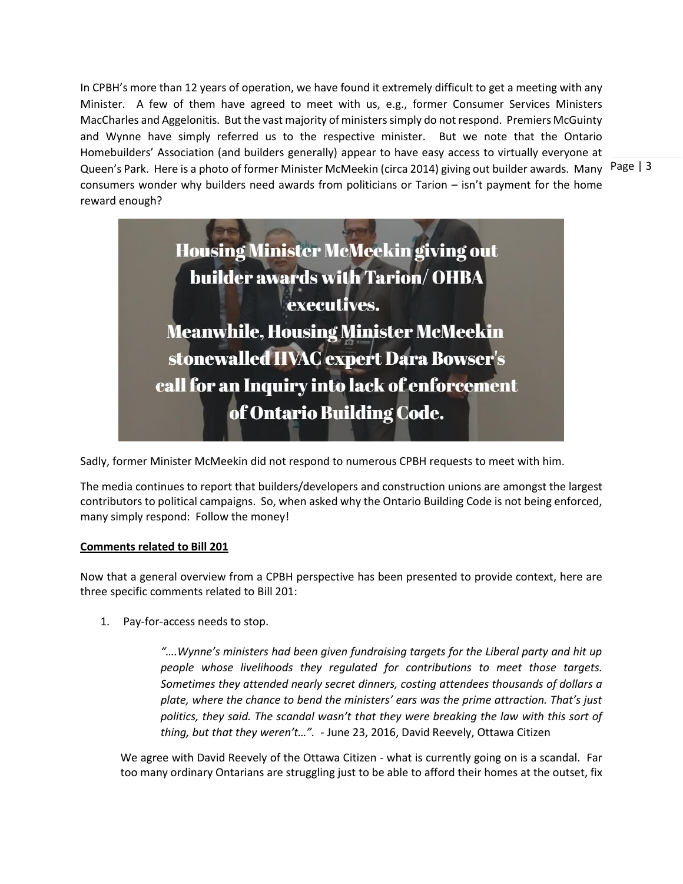In CPBH's more than 12 years of operation, we have found it extremely difficult to get a meeting with any Minister. A few of them have agreed to meet with us, e.g., former Consumer Services Ministers MacCharles and Aggelonitis. But the vast majority of ministers simply do not respond. Premiers McGuinty and Wynne have simply referred us to the respective minister. But we note that the Ontario Homebuilders' Association (and builders generally) appear to have easy access to virtually everyone at Queen's Park. Here is a photo of former Minister McMeekin (circa 2014) giving out builder awards. Many consumers wonder why builders need awards from politicians or Tarion – isn't payment for the home reward enough?

**Housing Minister McMeekin giving out builder awards with Tarion/ OHBA executives.**
**Meanwhile, Housing Minister McMeekin stonewalled HVAC expert Dara Bowser's call for an Inquiry into lack of enforcement of Ontario Building Code.**

Sadly, former Minister McMeekin did not respond to numerous CPBH requests to meet with him.

The media continues to report that builders/developers and construction unions are amongst the largest contributors to political campaigns. So, when asked why the Ontario Building Code is not being enforced, many simply respond: Follow the money!

**Comments related to Bill 201**

Now that a general overview from a CPBH perspective has been presented to provide context, here are three specific comments related to Bill 201:

1. Pay-for-access needs to stop.

   > *"….Wynne's ministers had been given fundraising targets for the Liberal party and hit up people whose livelihoods they regulated for contributions to meet those targets. Sometimes they attended nearly secret dinners, costing attendees thousands of dollars a plate, where the chance to bend the ministers' ears was the prime attraction. That's just politics, they said. The scandal wasn't that they were breaking the law with this sort of thing, but that they weren't…".* - June 23, 2016, David Reevely, Ottawa Citizen

   We agree with David Reevely of the Ottawa Citizen - what is currently going on is a scandal. Far too many ordinary Ontarians are struggling just to be able to afford their homes at the outset, fix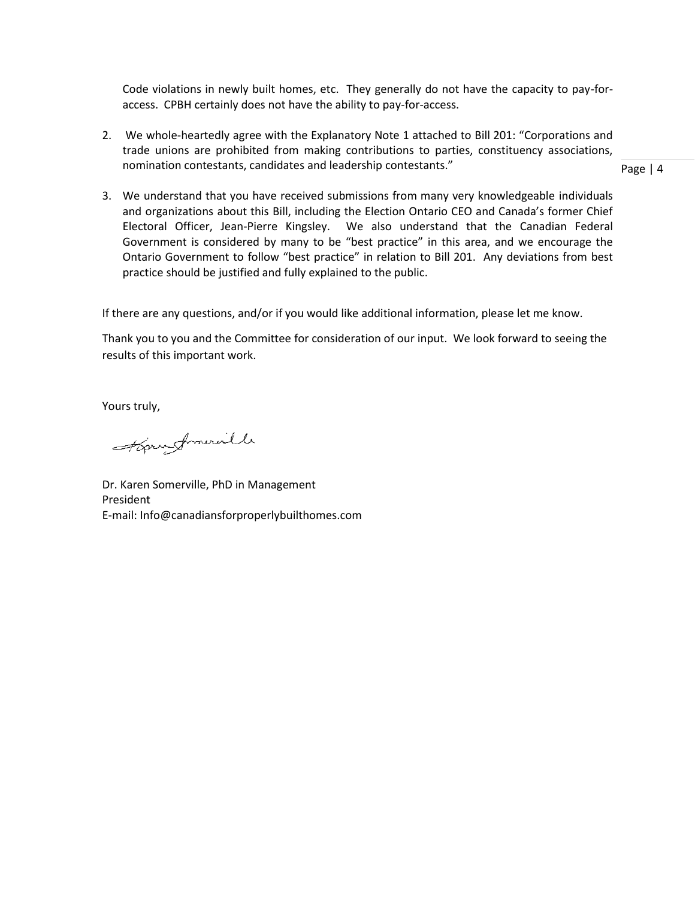Code violations in newly built homes, etc. They generally do not have the capacity to pay-for-access. CPBH certainly does not have the ability to pay-for-access.

2. We whole-heartedly agree with the Explanatory Note 1 attached to Bill 201: "Corporations and trade unions are prohibited from making contributions to parties, constituency associations, nomination contestants, candidates and leadership contestants."

3. We understand that you have received submissions from many very knowledgeable individuals and organizations about this Bill, including the Election Ontario CEO and Canada's former Chief Electoral Officer, Jean-Pierre Kingsley. We also understand that the Canadian Federal Government is considered by many to be "best practice" in this area, and we encourage the Ontario Government to follow "best practice" in relation to Bill 201. Any deviations from best practice should be justified and fully explained to the public.

If there are any questions, and/or if you would like additional information, please let me know.

Thank you to you and the Committee for consideration of our input. We look forward to seeing the results of this important work.

Yours truly,

Dr. Karen Somerville, PhD in Management
President
E-mail: Info@canadiansforproperlybuilthomes.com